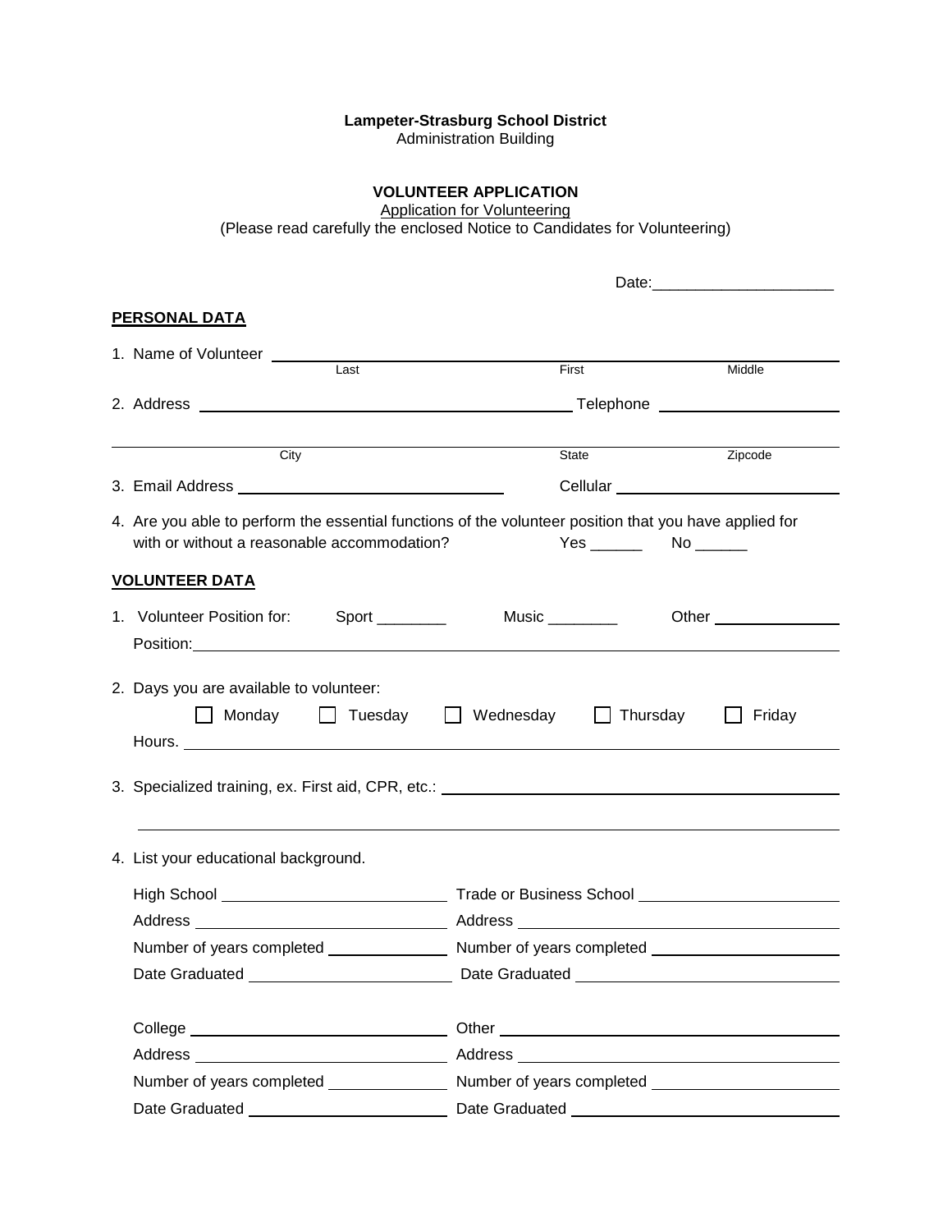**Lampeter-Strasburg School District**
Administration Building

**VOLUNTEER APPLICATION**
Application for Volunteering
(Please read carefully the enclosed Notice to Candidates for Volunteering)

Date:____________________

**PERSONAL DATA**

1. Name of Volunteer ______________________________________________
   Last    First    Middle

2. Address ______________________________ Telephone ________________

   ______________________________________________
   City    State    Zipcode

3. Email Address ________________________ Cellular ________________________

4. Are you able to perform the essential functions of the volunteer position that you have applied for with or without a reasonable accommodation? Yes ______ No ______

**VOLUNTEER DATA**

1. Volunteer Position for: Sport ________ Music ________ Other ______________
   Position: ______________________________________________

2. Days you are available to volunteer:
   ☐ Monday ☐ Tuesday ☐ Wednesday ☐ Thursday ☐ Friday
   Hours. ______________________________________________

3. Specialized training, ex. First aid, CPR, etc.: ______________________________________________

   ______________________________________________

4. List your educational background.

   High School ________________________ Trade or Business School ________________________
   Address ________________________ Address ________________________
   Number of years completed ____________ Number of years completed ____________
   Date Graduated ________________________ Date Graduated ________________________

   College ________________________ Other ________________________
   Address ________________________ Address ________________________
   Number of years completed ____________ Number of years completed ____________
   Date Graduated ________________________ Date Graduated ________________________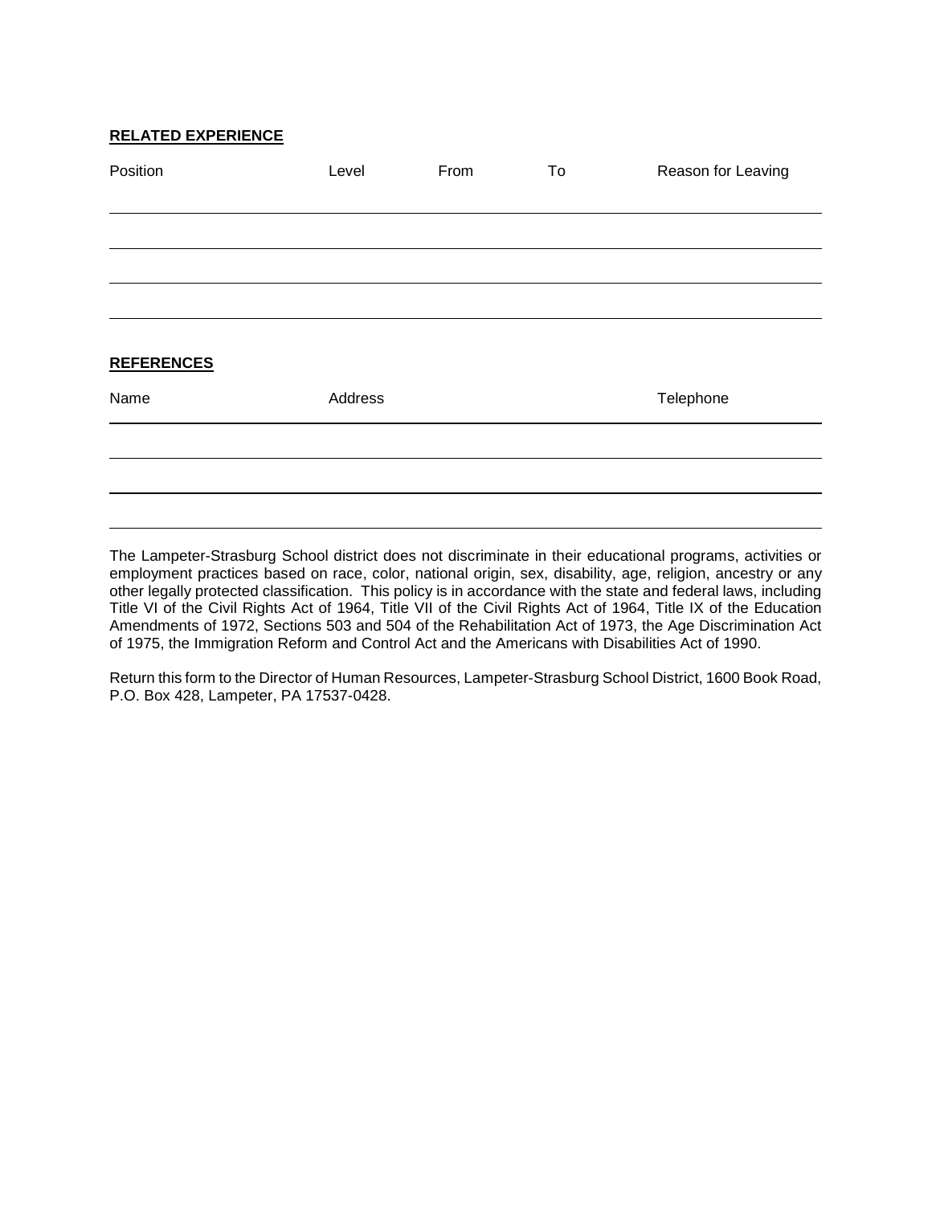**RELATED EXPERIENCE**

| Position | Level | From | To | Reason for Leaving |
| --- | --- | --- | --- | --- |
| | | | | |
| | | | | |
| | | | | |
| | | | | |

**REFERENCES**

| Name | Address | Telephone |
| --- | --- | --- |
| | | |
| | | |
| | | |

The Lampeter-Strasburg School district does not discriminate in their educational programs, activities or employment practices based on race, color, national origin, sex, disability, age, religion, ancestry or any other legally protected classification. This policy is in accordance with the state and federal laws, including Title VI of the Civil Rights Act of 1964, Title VII of the Civil Rights Act of 1964, Title IX of the Education Amendments of 1972, Sections 503 and 504 of the Rehabilitation Act of 1973, the Age Discrimination Act of 1975, the Immigration Reform and Control Act and the Americans with Disabilities Act of 1990.

Return this form to the Director of Human Resources, Lampeter-Strasburg School District, 1600 Book Road, P.O. Box 428, Lampeter, PA 17537-0428.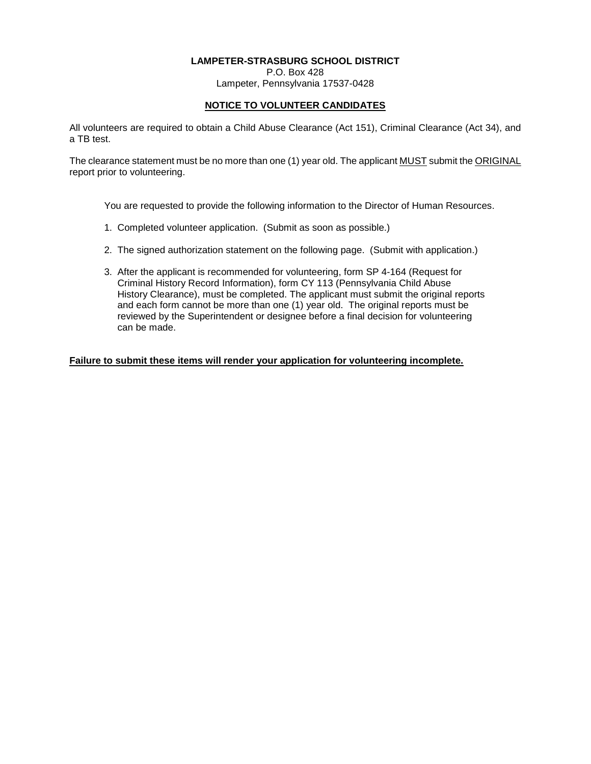**LAMPETER-STRASBURG SCHOOL DISTRICT**
P.O. Box 428
Lampeter, Pennsylvania 17537-0428

## NOTICE TO VOLUNTEER CANDIDATES

All volunteers are required to obtain a Child Abuse Clearance (Act 151), Criminal Clearance (Act 34), and a TB test.

The clearance statement must be no more than one (1) year old. The applicant MUST submit the ORIGINAL report prior to volunteering.

You are requested to provide the following information to the Director of Human Resources.

1. Completed volunteer application. (Submit as soon as possible.)

2. The signed authorization statement on the following page. (Submit with application.)

3. After the applicant is recommended for volunteering, form SP 4-164 (Request for Criminal History Record Information), form CY 113 (Pennsylvania Child Abuse History Clearance), must be completed. The applicant must submit the original reports and each form cannot be more than one (1) year old. The original reports must be reviewed by the Superintendent or designee before a final decision for volunteering can be made.

**Failure to submit these items will render your application for volunteering incomplete.**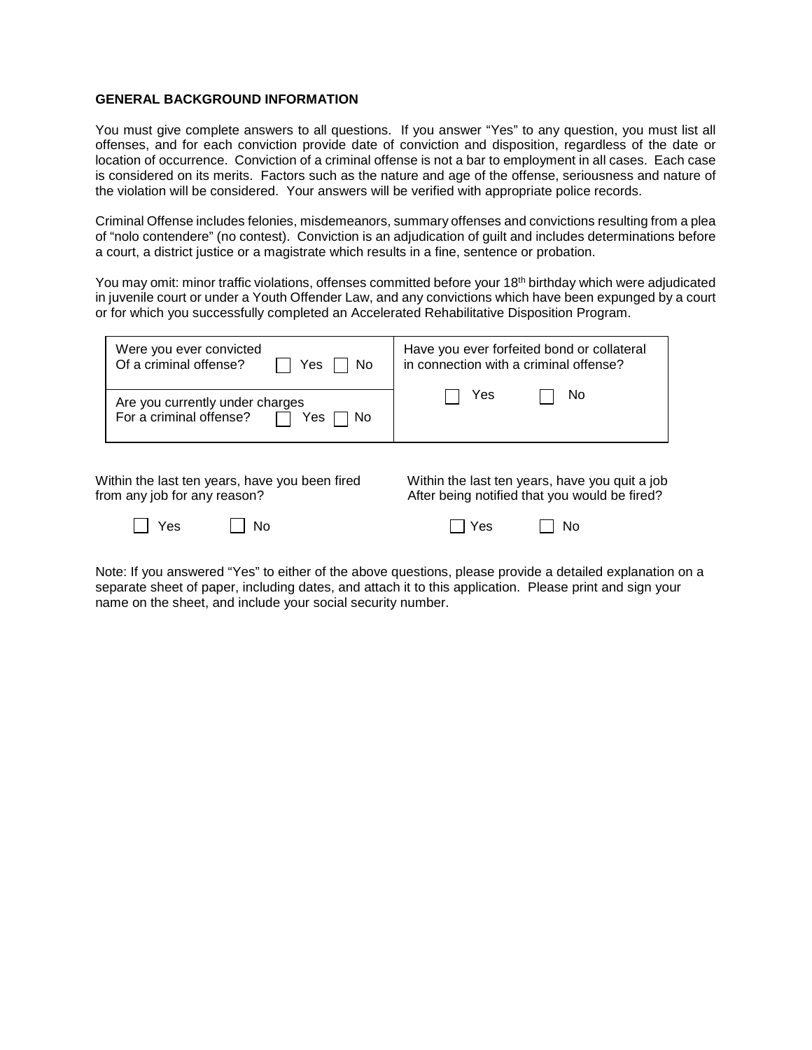**GENERAL BACKGROUND INFORMATION**

You must give complete answers to all questions. If you answer "Yes" to any question, you must list all offenses, and for each conviction provide date of conviction and disposition, regardless of the date or location of occurrence. Conviction of a criminal offense is not a bar to employment in all cases. Each case is considered on its merits. Factors such as the nature and age of the offense, seriousness and nature of the violation will be considered. Your answers will be verified with appropriate police records.

Criminal Offense includes felonies, misdemeanors, summary offenses and convictions resulting from a plea of "nolo contendere" (no contest). Conviction is an adjudication of guilt and includes determinations before a court, a district justice or a magistrate which results in a fine, sentence or probation.

You may omit: minor traffic violations, offenses committed before your 18th birthday which were adjudicated in juvenile court or under a Youth Offender Law, and any convictions which have been expunged by a court or for which you successfully completed an Accelerated Rehabilitative Disposition Program.

| | |
|---|---|
| Were you ever convicted Of a criminal offense? ☐ Yes ☐ No | Have you ever forfeited bond or collateral in connection with a criminal offense? ☐ Yes ☐ No |
| Are you currently under charges For a criminal offense? ☐ Yes ☐ No | |

Within the last ten years, have you been fired from any job for any reason?

☐ Yes ☐ No

Within the last ten years, have you quit a job After being notified that you would be fired?

☐ Yes ☐ No

Note: If you answered "Yes" to either of the above questions, please provide a detailed explanation on a separate sheet of paper, including dates, and attach it to this application. Please print and sign your name on the sheet, and include your social security number.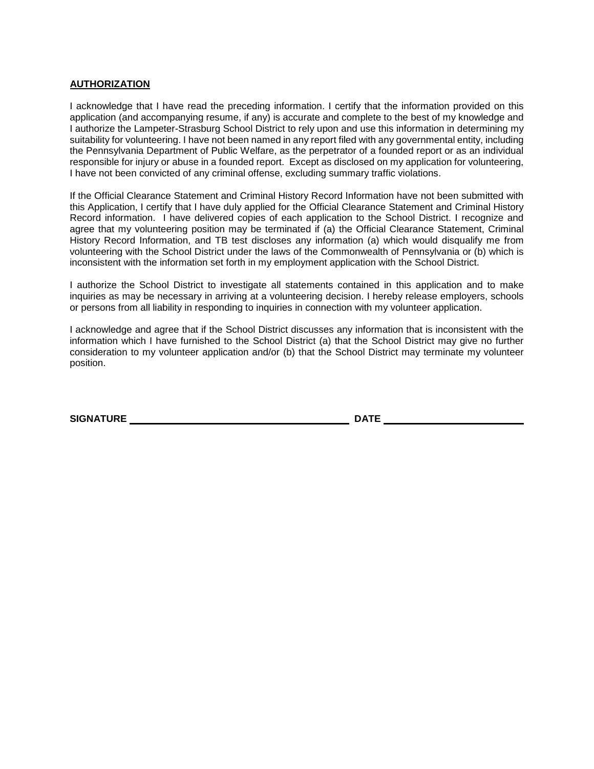**AUTHORIZATION**

I acknowledge that I have read the preceding information. I certify that the information provided on this application (and accompanying resume, if any) is accurate and complete to the best of my knowledge and I authorize the Lampeter-Strasburg School District to rely upon and use this information in determining my suitability for volunteering. I have not been named in any report filed with any governmental entity, including the Pennsylvania Department of Public Welfare, as the perpetrator of a founded report or as an individual responsible for injury or abuse in a founded report. Except as disclosed on my application for volunteering, I have not been convicted of any criminal offense, excluding summary traffic violations.

If the Official Clearance Statement and Criminal History Record Information have not been submitted with this Application, I certify that I have duly applied for the Official Clearance Statement and Criminal History Record information. I have delivered copies of each application to the School District. I recognize and agree that my volunteering position may be terminated if (a) the Official Clearance Statement, Criminal History Record Information, and TB test discloses any information (a) which would disqualify me from volunteering with the School District under the laws of the Commonwealth of Pennsylvania or (b) which is inconsistent with the information set forth in my employment application with the School District.

I authorize the School District to investigate all statements contained in this application and to make inquiries as may be necessary in arriving at a volunteering decision. I hereby release employers, schools or persons from all liability in responding to inquiries in connection with my volunteer application.

I acknowledge and agree that if the School District discusses any information that is inconsistent with the information which I have furnished to the School District (a) that the School District may give no further consideration to my volunteer application and/or (b) that the School District may terminate my volunteer position.

**SIGNATURE** ______________________________ **DATE** ____________________